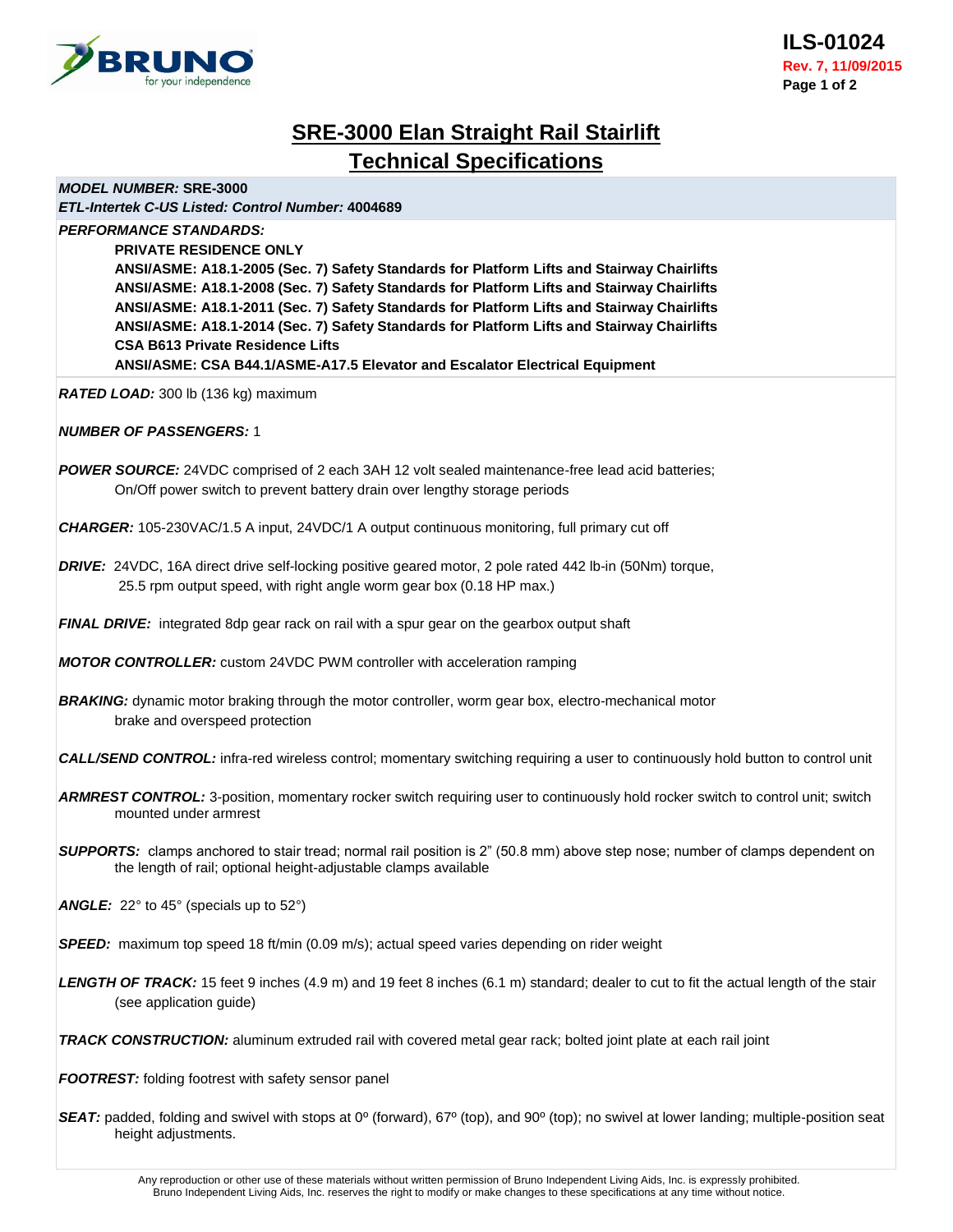# SRE-3000 Elan Straight Rail Stairlift

## Technical Specifications

***MODEL NUMBER:*** **SRE-3000**

***ETL-Intertek C-US Listed: Control Number:*** **4004689**

***PERFORMANCE STANDARDS:***

**PRIVATE RESIDENCE ONLY**
**ANSI/ASME: A18.1-2005 (Sec. 7) Safety Standards for Platform Lifts and Stairway Chairlifts**
**ANSI/ASME: A18.1-2008 (Sec. 7) Safety Standards for Platform Lifts and Stairway Chairlifts**
**ANSI/ASME: A18.1-2011 (Sec. 7) Safety Standards for Platform Lifts and Stairway Chairlifts**
**ANSI/ASME: A18.1-2014 (Sec. 7) Safety Standards for Platform Lifts and Stairway Chairlifts**
**CSA B613 Private Residence Lifts**
**ANSI/ASME: CSA B44.1/ASME-A17.5 Elevator and Escalator Electrical Equipment**

***RATED LOAD:*** 300 lb (136 kg) maximum

***NUMBER OF PASSENGERS:*** 1

***POWER SOURCE:*** 24VDC comprised of 2 each 3AH 12 volt sealed maintenance-free lead acid batteries; On/Off power switch to prevent battery drain over lengthy storage periods

***CHARGER:*** 105-230VAC/1.5 A input, 24VDC/1 A output continuous monitoring, full primary cut off

***DRIVE:*** 24VDC, 16A direct drive self-locking positive geared motor, 2 pole rated 442 lb-in (50Nm) torque, 25.5 rpm output speed, with right angle worm gear box (0.18 HP max.)

***FINAL DRIVE:*** integrated 8dp gear rack on rail with a spur gear on the gearbox output shaft

***MOTOR CONTROLLER:*** custom 24VDC PWM controller with acceleration ramping

***BRAKING:*** dynamic motor braking through the motor controller, worm gear box, electro-mechanical motor brake and overspeed protection

***CALL/SEND CONTROL:*** infra-red wireless control; momentary switching requiring a user to continuously hold button to control unit

***ARMREST CONTROL:*** 3-position, momentary rocker switch requiring user to continuously hold rocker switch to control unit; switch mounted under armrest

***SUPPORTS:*** clamps anchored to stair tread; normal rail position is 2" (50.8 mm) above step nose; number of clamps dependent on the length of rail; optional height-adjustable clamps available

***ANGLE:*** 22° to 45° (specials up to 52°)

***SPEED:*** maximum top speed 18 ft/min (0.09 m/s); actual speed varies depending on rider weight

***LENGTH OF TRACK:*** 15 feet 9 inches (4.9 m) and 19 feet 8 inches (6.1 m) standard; dealer to cut to fit the actual length of the stair (see application guide)

***TRACK CONSTRUCTION:*** aluminum extruded rail with covered metal gear rack; bolted joint plate at each rail joint

***FOOTREST:*** folding footrest with safety sensor panel

***SEAT:*** padded, folding and swivel with stops at 0º (forward), 67º (top), and 90º (top); no swivel at lower landing; multiple-position seat height adjustments.

Any reproduction or other use of these materials without written permission of Bruno Independent Living Aids, Inc. is expressly prohibited.
Bruno Independent Living Aids, Inc. reserves the right to modify or make changes to these specifications at any time without notice.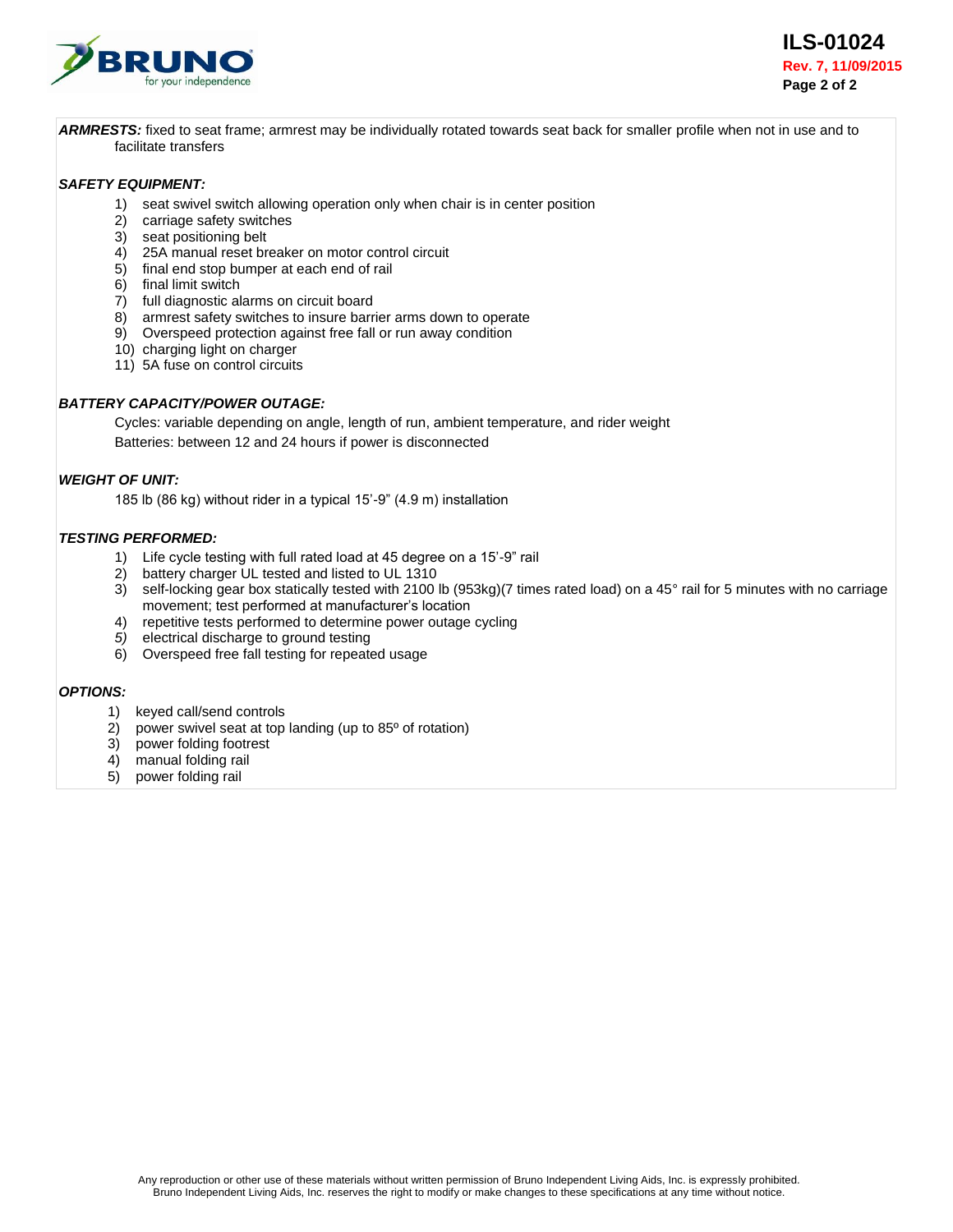***ARMRESTS:*** fixed to seat frame; armrest may be individually rotated towards seat back for smaller profile when not in use and to facilitate transfers

***SAFETY EQUIPMENT:***

1) seat swivel switch allowing operation only when chair is in center position
2) carriage safety switches
3) seat positioning belt
4) 25A manual reset breaker on motor control circuit
5) final end stop bumper at each end of rail
6) final limit switch
7) full diagnostic alarms on circuit board
8) armrest safety switches to insure barrier arms down to operate
9) Overspeed protection against free fall or run away condition
10) charging light on charger
11) 5A fuse on control circuits

***BATTERY CAPACITY/POWER OUTAGE:***

Cycles: variable depending on angle, length of run, ambient temperature, and rider weight

Batteries: between 12 and 24 hours if power is disconnected

***WEIGHT OF UNIT:***

185 lb (86 kg) without rider in a typical 15'-9" (4.9 m) installation

***TESTING PERFORMED:***

1) Life cycle testing with full rated load at 45 degree on a 15'-9" rail
2) battery charger UL tested and listed to UL 1310
3) self-locking gear box statically tested with 2100 lb (953kg)(7 times rated load) on a 45° rail for 5 minutes with no carriage movement; test performed at manufacturer's location
4) repetitive tests performed to determine power outage cycling
5) electrical discharge to ground testing
6) Overspeed free fall testing for repeated usage

***OPTIONS:***

1) keyed call/send controls
2) power swivel seat at top landing (up to 85º of rotation)
3) power folding footrest
4) manual folding rail
5) power folding rail

Any reproduction or other use of these materials without written permission of Bruno Independent Living Aids, Inc. is expressly prohibited.
Bruno Independent Living Aids, Inc. reserves the right to modify or make changes to these specifications at any time without notice.